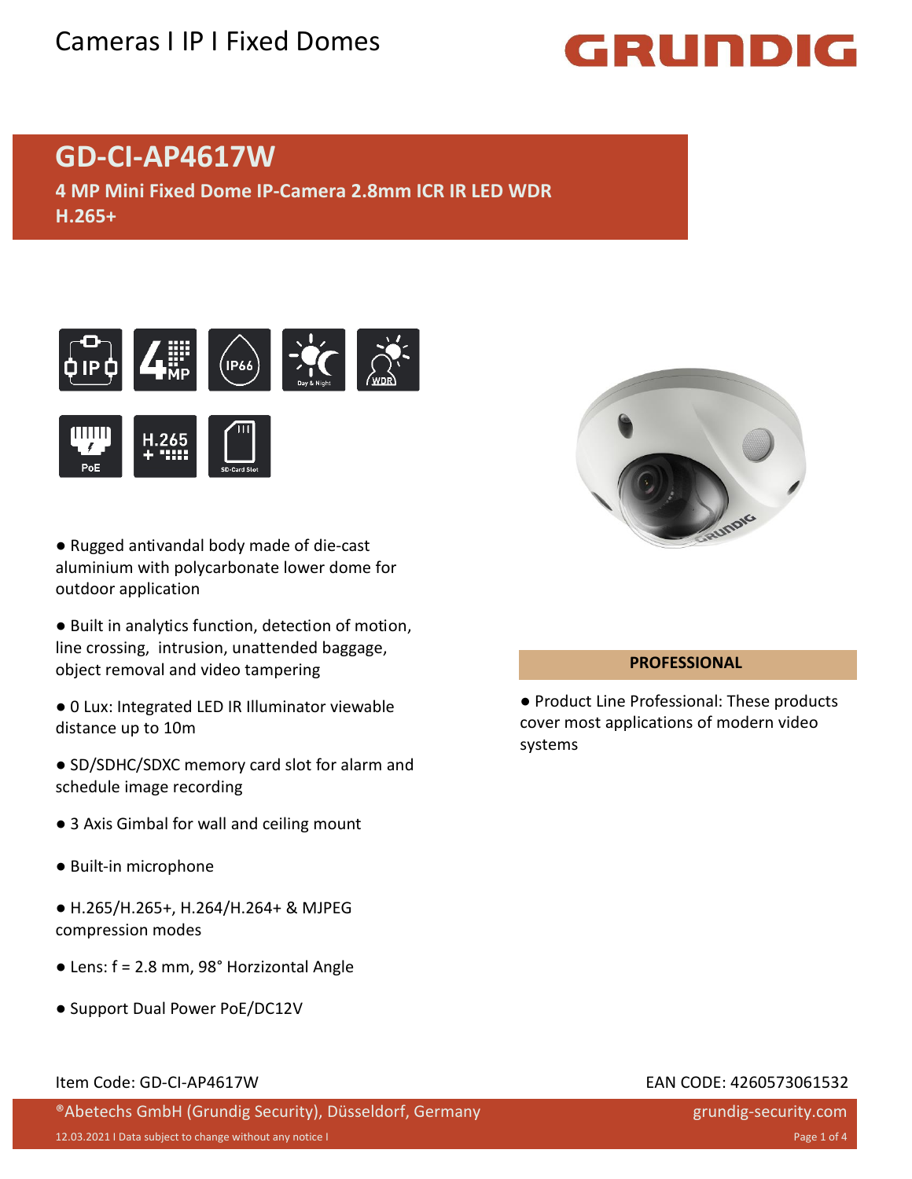Cameras I IP I Fixed Domes

# GD-CI-AP4617W

**4 MP Mini Fixed Dome IP-Camera 2.8mm ICR IR LED WDR H.265+**

- Rugged antivandal body made of die-cast aluminium with polycarbonate lower dome for outdoor application
- Built in analytics function, detection of motion, line crossing, intrusion, unattended baggage, object removal and video tampering
- 0 Lux: Integrated LED IR Illuminator viewable distance up to 10m
- SD/SDHC/SDXC memory card slot for alarm and schedule image recording
- 3 Axis Gimbal for wall and ceiling mount
- Built-in microphone
- H.265/H.265+, H.264/H.264+ & MJPEG compression modes
- Lens: f = 2.8 mm, 98° Horzizontal Angle
- Support Dual Power PoE/DC12V

**PROFESSIONAL**

- Product Line Professional: These products cover most applications of modern video systems

Item Code: GD-CI-AP4617W

EAN CODE: 4260573061532

®Abetechs GmbH (Grundig Security), Düsseldorf, Germany

grundig-security.com

12.03.2021 I Data subject to change without any notice I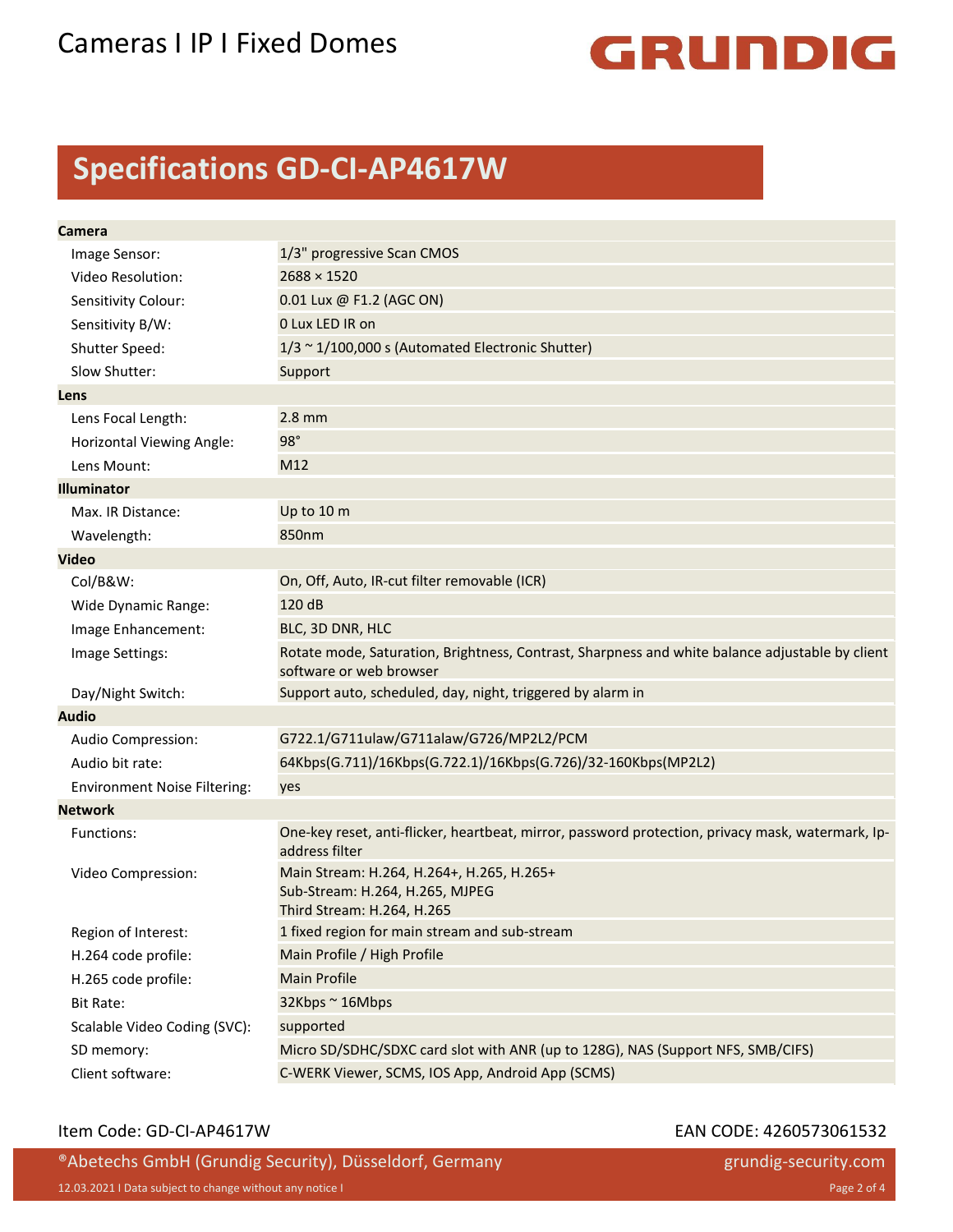# Cameras I IP I Fixed Domes

## Specifications GD-CI-AP4617W

| | |
|---|---|
| **Camera** | |
| Image Sensor: | 1/3" progressive Scan CMOS |
| Video Resolution: | 2688 × 1520 |
| Sensitivity Colour: | 0.01 Lux @ F1.2 (AGC ON) |
| Sensitivity B/W: | 0 Lux LED IR on |
| Shutter Speed: | 1/3 ~ 1/100,000 s (Automated Electronic Shutter) |
| Slow Shutter: | Support |
| **Lens** | |
| Lens Focal Length: | 2.8 mm |
| Horizontal Viewing Angle: | 98° |
| Lens Mount: | M12 |
| **Illuminator** | |
| Max. IR Distance: | Up to 10 m |
| Wavelength: | 850nm |
| **Video** | |
| Col/B&W: | On, Off, Auto, IR-cut filter removable (ICR) |
| Wide Dynamic Range: | 120 dB |
| Image Enhancement: | BLC, 3D DNR, HLC |
| Image Settings: | Rotate mode, Saturation, Brightness, Contrast, Sharpness and white balance adjustable by client software or web browser |
| Day/Night Switch: | Support auto, scheduled, day, night, triggered by alarm in |
| **Audio** | |
| Audio Compression: | G722.1/G711ulaw/G711alaw/G726/MP2L2/PCM |
| Audio bit rate: | 64Kbps(G.711)/16Kbps(G.722.1)/16Kbps(G.726)/32-160Kbps(MP2L2) |
| Environment Noise Filtering: | yes |
| **Network** | |
| Functions: | One-key reset, anti-flicker, heartbeat, mirror, password protection, privacy mask, watermark, Ip-address filter |
| Video Compression: | Main Stream: H.264, H.264+, H.265, H.265+<br>Sub-Stream: H.264, H.265, MJPEG<br>Third Stream: H.264, H.265 |
| Region of Interest: | 1 fixed region for main stream and sub-stream |
| H.264 code profile: | Main Profile / High Profile |
| H.265 code profile: | Main Profile |
| Bit Rate: | 32Kbps ~ 16Mbps |
| Scalable Video Coding (SVC): | supported |
| SD memory: | Micro SD/SDHC/SDXC card slot with ANR (up to 128G), NAS (Support NFS, SMB/CIFS) |
| Client software: | C-WERK Viewer, SCMS, IOS App, Android App (SCMS) |

Item Code: GD-CI-AP4617W

EAN CODE: 4260573061532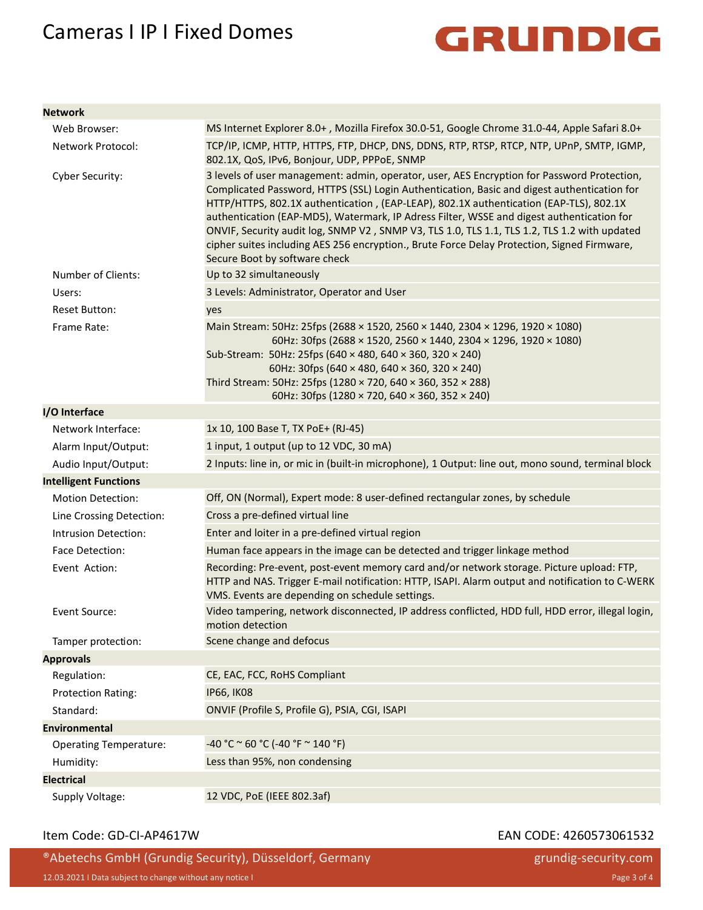| Network | |
|---|---|
| Web Browser: | MS Internet Explorer 8.0+ , Mozilla Firefox 30.0-51, Google Chrome 31.0-44, Apple Safari 8.0+ |
| Network Protocol: | TCP/IP, ICMP, HTTP, HTTPS, FTP, DHCP, DNS, DDNS, RTP, RTSP, RTCP, NTP, UPnP, SMTP, IGMP, 802.1X, QoS, IPv6, Bonjour, UDP, PPPoE, SNMP |
| Cyber Security: | 3 levels of user management: admin, operator, user, AES Encryption for Password Protection, Complicated Password, HTTPS (SSL) Login Authentication, Basic and digest authentication for HTTP/HTTPS, 802.1X authentication , (EAP-LEAP), 802.1X authentication (EAP-TLS), 802.1X authentication (EAP-MD5), Watermark, IP Adress Filter, WSSE and digest authentication for ONVIF, Security audit log, SNMP V2 , SNMP V3, TLS 1.0, TLS 1.1, TLS 1.2, TLS 1.2 with updated cipher suites including AES 256 encryption., Brute Force Delay Protection, Signed Firmware, Secure Boot by software check |
| Number of Clients: | Up to 32 simultaneously |
| Users: | 3 Levels: Administrator, Operator and User |
| Reset Button: | yes |
| Frame Rate: | Main Stream: 50Hz: 25fps (2688 × 1520, 2560 × 1440, 2304 × 1296, 1920 × 1080)<br>60Hz: 30fps (2688 × 1520, 2560 × 1440, 2304 × 1296, 1920 × 1080)<br>Sub-Stream: 50Hz: 25fps (640 × 480, 640 × 360, 320 × 240)<br>60Hz: 30fps (640 × 480, 640 × 360, 320 × 240)<br>Third Stream: 50Hz: 25fps (1280 × 720, 640 × 360, 352 × 288)<br>60Hz: 30fps (1280 × 720, 640 × 360, 352 × 288) |
| **I/O Interface** | |
| Network Interface: | 1x 10, 100 Base T, TX PoE+ (RJ-45) |
| Alarm Input/Output: | 1 input, 1 output (up to 12 VDC, 30 mA) |
| Audio Input/Output: | 2 Inputs: line in, or mic in (built-in microphone), 1 Output: line out, mono sound, terminal block |
| **Intelligent Functions** | |
| Motion Detection: | Off, ON (Normal), Expert mode: 8 user-defined rectangular zones, by schedule |
| Line Crossing Detection: | Cross a pre-defined virtual line |
| Intrusion Detection: | Enter and loiter in a pre-defined virtual region |
| Face Detection: | Human face appears in the image can be detected and trigger linkage method |
| Event Action: | Recording: Pre-event, post-event memory card and/or network storage. Picture upload: FTP, HTTP and NAS. Trigger E-mail notification: HTTP, ISAPI. Alarm output and notification to C-WERK VMS. Events are depending on schedule settings. |
| Event Source: | Video tampering, network disconnected, IP address conflicted, HDD full, HDD error, illegal login, motion detection |
| Tamper protection: | Scene change and defocus |
| **Approvals** | |
| Regulation: | CE, EAC, FCC, RoHS Compliant |
| Protection Rating: | IP66, IK08 |
| Standard: | ONVIF (Profile S, Profile G), PSIA, CGI, ISAPI |
| **Environmental** | |
| Operating Temperature: | -40 °C ~ 60 °C (-40 °F ~ 140 °F) |
| Humidity: | Less than 95%, non condensing |
| **Electrical** | |
| Supply Voltage: | 12 VDC, PoE (IEEE 802.3af) |

Item Code: GD-CI-AP4617W EAN CODE: 4260573061532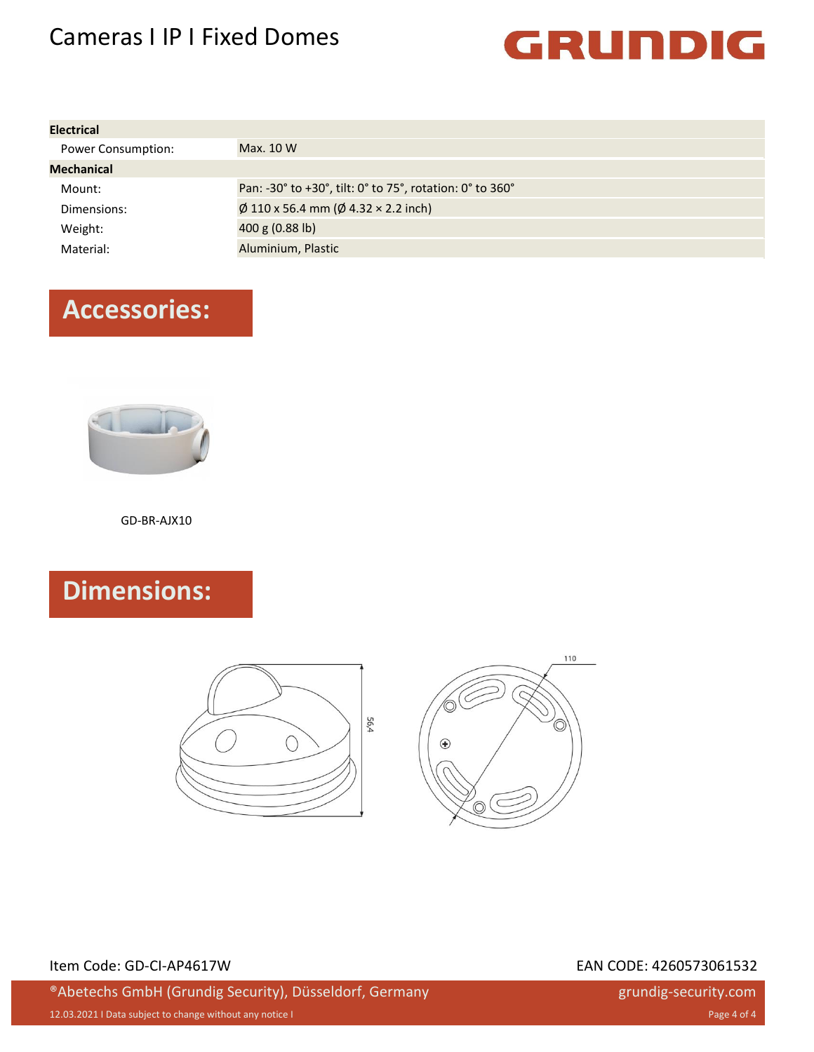| | |
|---|---|
| **Electrical** | |
| Power Consumption: | Max. 10 W |
| **Mechanical** | |
| Mount: | Pan: -30° to +30°, tilt: 0° to 75°, rotation: 0° to 360° |
| Dimensions: | Ø 110 x 56.4 mm (Ø 4.32 × 2.2 inch) |
| Weight: | 400 g (0.88 lb) |
| Material: | Aluminium, Plastic |

## Accessories:

GD-BR-AJX10

## Dimensions:

56,4

110

Item Code: GD-CI-AP4617W

EAN CODE: 4260573061532

®Abetechs GmbH (Grundig Security), Düsseldorf, Germany

grundig-security.com

12.03.2021 I Data subject to change without any notice I